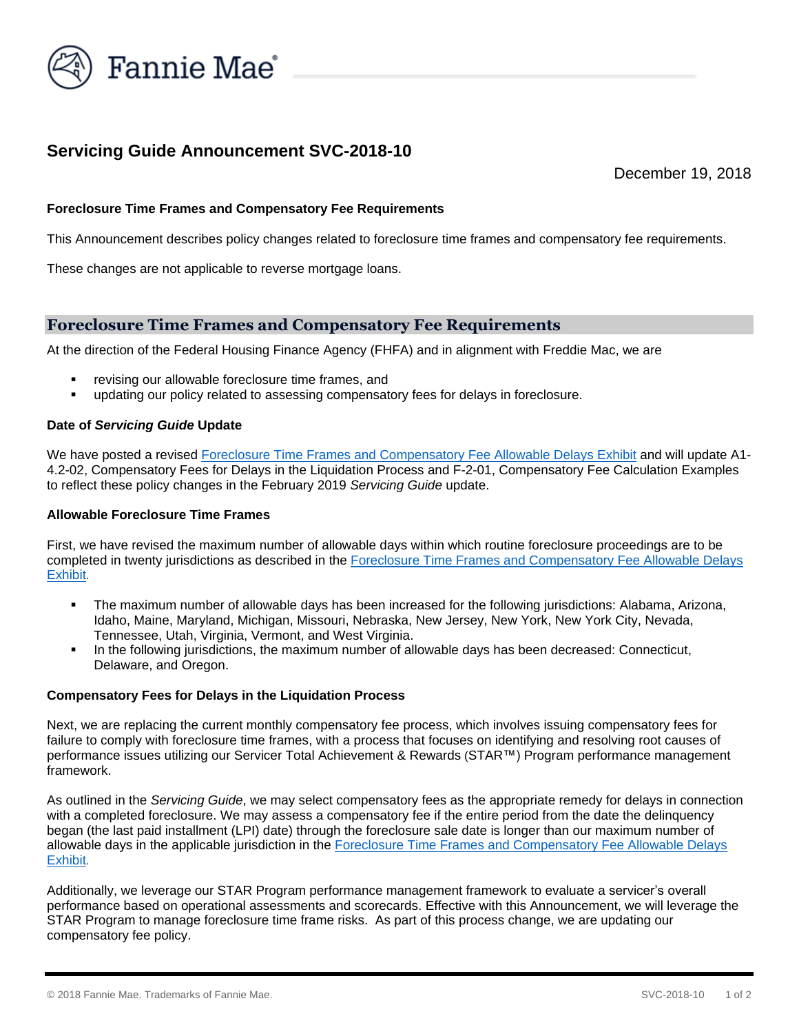# Servicing Guide Announcement SVC-2018-10

December 19, 2018

**Foreclosure Time Frames and Compensatory Fee Requirements**

This Announcement describes policy changes related to foreclosure time frames and compensatory fee requirements.

These changes are not applicable to reverse mortgage loans.

## Foreclosure Time Frames and Compensatory Fee Requirements

At the direction of the Federal Housing Finance Agency (FHFA) and in alignment with Freddie Mac, we are

- revising our allowable foreclosure time frames, and
- updating our policy related to assessing compensatory fees for delays in foreclosure.

### Date of *Servicing Guide* Update

We have posted a revised Foreclosure Time Frames and Compensatory Fee Allowable Delays Exhibit and will update A1-4.2-02, Compensatory Fees for Delays in the Liquidation Process and F-2-01, Compensatory Fee Calculation Examples to reflect these policy changes in the February 2019 *Servicing Guide* update.

### Allowable Foreclosure Time Frames

First, we have revised the maximum number of allowable days within which routine foreclosure proceedings are to be completed in twenty jurisdictions as described in the Foreclosure Time Frames and Compensatory Fee Allowable Delays Exhibit.

- The maximum number of allowable days has been increased for the following jurisdictions: Alabama, Arizona, Idaho, Maine, Maryland, Michigan, Missouri, Nebraska, New Jersey, New York, New York City, Nevada, Tennessee, Utah, Virginia, Vermont, and West Virginia.
- In the following jurisdictions, the maximum number of allowable days has been decreased: Connecticut, Delaware, and Oregon.

### Compensatory Fees for Delays in the Liquidation Process

Next, we are replacing the current monthly compensatory fee process, which involves issuing compensatory fees for failure to comply with foreclosure time frames, with a process that focuses on identifying and resolving root causes of performance issues utilizing our Servicer Total Achievement & Rewards (STAR™) Program performance management framework.

As outlined in the *Servicing Guide*, we may select compensatory fees as the appropriate remedy for delays in connection with a completed foreclosure. We may assess a compensatory fee if the entire period from the date the delinquency began (the last paid installment (LPI) date) through the foreclosure sale date is longer than our maximum number of allowable days in the applicable jurisdiction in the Foreclosure Time Frames and Compensatory Fee Allowable Delays Exhibit.

Additionally, we leverage our STAR Program performance management framework to evaluate a servicer's overall performance based on operational assessments and scorecards. Effective with this Announcement, we will leverage the STAR Program to manage foreclosure time frame risks. As part of this process change, we are updating our compensatory fee policy.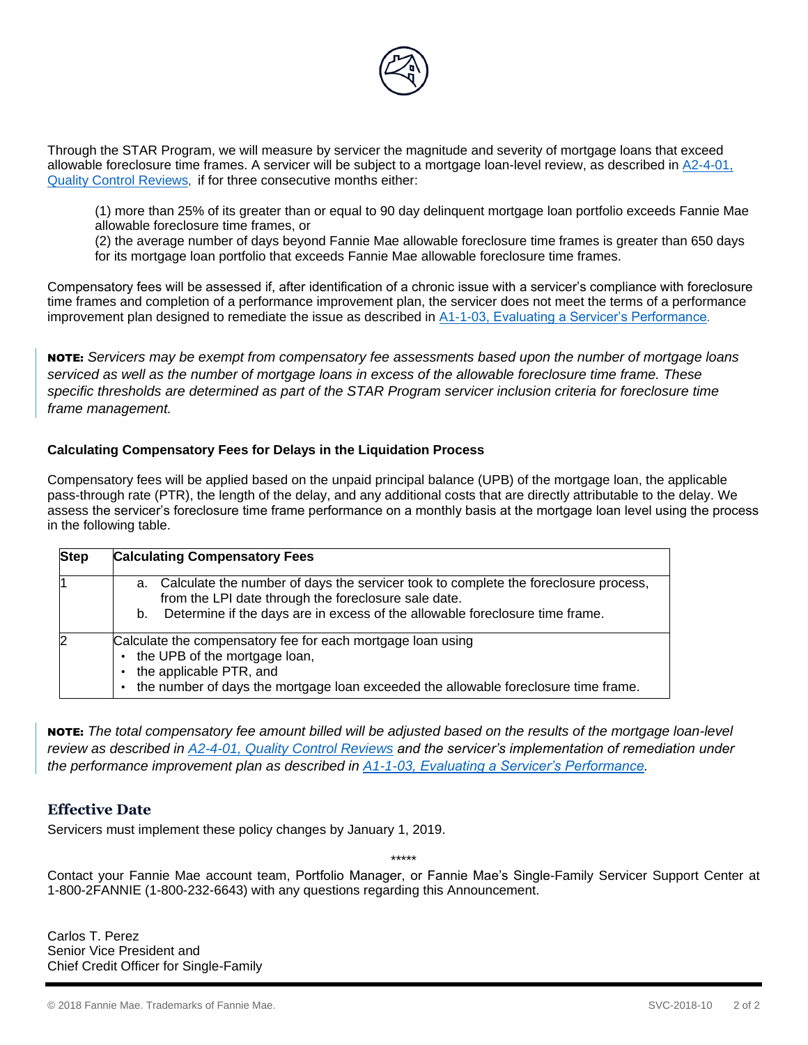Through the STAR Program, we will measure by servicer the magnitude and severity of mortgage loans that exceed allowable foreclosure time frames. A servicer will be subject to a mortgage loan-level review, as described in A2-4-01, Quality Control Reviews, if for three consecutive months either:

(1) more than 25% of its greater than or equal to 90 day delinquent mortgage loan portfolio exceeds Fannie Mae allowable foreclosure time frames, or
(2) the average number of days beyond Fannie Mae allowable foreclosure time frames is greater than 650 days for its mortgage loan portfolio that exceeds Fannie Mae allowable foreclosure time frames.

Compensatory fees will be assessed if, after identification of a chronic issue with a servicer's compliance with foreclosure time frames and completion of a performance improvement plan, the servicer does not meet the terms of a performance improvement plan designed to remediate the issue as described in A1-1-03, Evaluating a Servicer's Performance.

**NOTE:** *Servicers may be exempt from compensatory fee assessments based upon the number of mortgage loans serviced as well as the number of mortgage loans in excess of the allowable foreclosure time frame. These specific thresholds are determined as part of the STAR Program servicer inclusion criteria for foreclosure time frame management.*

**Calculating Compensatory Fees for Delays in the Liquidation Process**

Compensatory fees will be applied based on the unpaid principal balance (UPB) of the mortgage loan, the applicable pass-through rate (PTR), the length of the delay, and any additional costs that are directly attributable to the delay. We assess the servicer's foreclosure time frame performance on a monthly basis at the mortgage loan level using the process in the following table.

| Step | Calculating Compensatory Fees |
|---|---|
| 1 | a. Calculate the number of days the servicer took to complete the foreclosure process, from the LPI date through the foreclosure sale date.<br>b. Determine if the days are in excess of the allowable foreclosure time frame. |
| 2 | Calculate the compensatory fee for each mortgage loan using<br>• the UPB of the mortgage loan,<br>• the applicable PTR, and<br>• the number of days the mortgage loan exceeded the allowable foreclosure time frame. |

**NOTE:** *The total compensatory fee amount billed will be adjusted based on the results of the mortgage loan-level review as described in A2-4-01, Quality Control Reviews and the servicer's implementation of remediation under the performance improvement plan as described in A1-1-03, Evaluating a Servicer's Performance.*

## Effective Date

Servicers must implement these policy changes by January 1, 2019.

\*\*\*\*\*

Contact your Fannie Mae account team, Portfolio Manager, or Fannie Mae's Single-Family Servicer Support Center at 1-800-2FANNIE (1-800-232-6643) with any questions regarding this Announcement.

Carlos T. Perez
Senior Vice President and
Chief Credit Officer for Single-Family

© 2018 Fannie Mae. Trademarks of Fannie Mae.